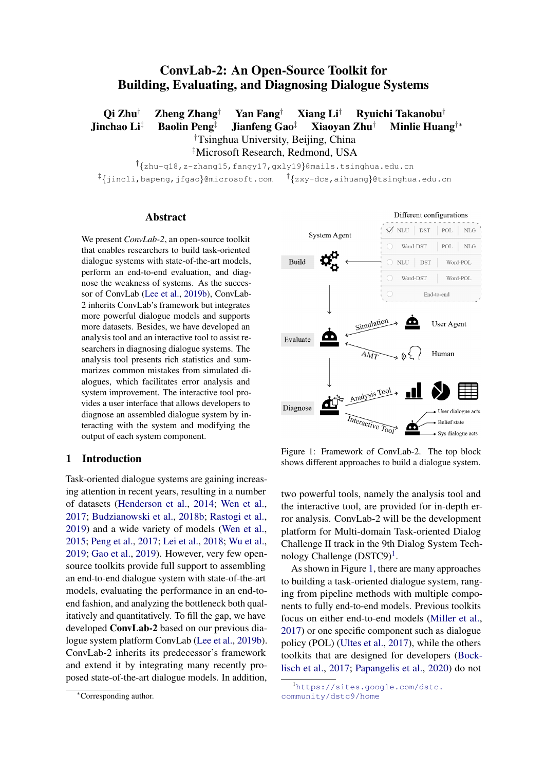# ConvLab-2: An Open-Source Toolkit for Building, Evaluating, and Diagnosing Dialogue Systems

**Qi Zhu**[†] **Zheng Zhang**[†] **Yan Fang**[†] **Xiang Li**[†] **Ryuichi Takanobu**[†]
**Jinchao Li**[‡] **Baolin Peng**[‡] **Jianfeng Gao**[‡] **Xiaoyan Zhu**[†] **Minlie Huang**[†*]

[†]Tsinghua University, Beijing, China
[‡]Microsoft Research, Redmond, USA

[†]{zhu-q18,z-zhang15,fangy17,gxly19}@mails.tsinghua.edu.cn
[‡]{jincli,bapeng,jfgao}@microsoft.com [†]{zxy-dcs,aihuang}@tsinghua.edu.cn

## Abstract

We present *ConvLab-2*, an open-source toolkit that enables researchers to build task-oriented dialogue systems with state-of-the-art models, perform an end-to-end evaluation, and diagnose the weakness of systems. As the successor of ConvLab (Lee et al., 2019b), ConvLab-2 inherits ConvLab's framework but integrates more powerful dialogue models and supports more datasets. Besides, we have developed an analysis tool and an interactive tool to assist researchers in diagnosing dialogue systems. The analysis tool presents rich statistics and summarizes common mistakes from simulated dialogues, which facilitates error analysis and system improvement. The interactive tool provides a user interface that allows developers to diagnose an assembled dialogue system by interacting with the system and modifying the output of each system component.

Figure 1: Framework of ConvLab-2. The top block shows different approaches to build a dialogue system.

## 1 Introduction

Task-oriented dialogue systems are gaining increasing attention in recent years, resulting in a number of datasets (Henderson et al., 2014; Wen et al., 2017; Budzianowski et al., 2018b; Rastogi et al., 2019) and a wide variety of models (Wen et al., 2015; Peng et al., 2017; Lei et al., 2018; Wu et al., 2019; Gao et al., 2019). However, very few open-source toolkits provide full support to assembling an end-to-end dialogue system with state-of-the-art models, evaluating the performance in an end-to-end fashion, and analyzing the bottleneck both qualitatively and quantitatively. To fill the gap, we have developed **ConvLab-2** based on our previous dialogue system platform ConvLab (Lee et al., 2019b). ConvLab-2 inherits its predecessor's framework and extend it by integrating many recently proposed state-of-the-art dialogue models. In addition, two powerful tools, namely the analysis tool and the interactive tool, are provided for in-depth error analysis. ConvLab-2 will be the development platform for Multi-domain Task-oriented Dialog Challenge II track in the 9th Dialog System Technology Challenge (DSTC9)[1].

As shown in Figure 1, there are many approaches to building a task-oriented dialogue system, ranging from pipeline methods with multiple components to fully end-to-end models. Previous toolkits focus on either end-to-end models (Miller et al., 2017) or one specific component such as dialogue policy (POL) (Ultes et al., 2017), while the others toolkits that are designed for developers (Bocklisch et al., 2017; Papangelis et al., 2020) do not

*Corresponding author.

[1]https://sites.google.com/dstc.community/dstc9/home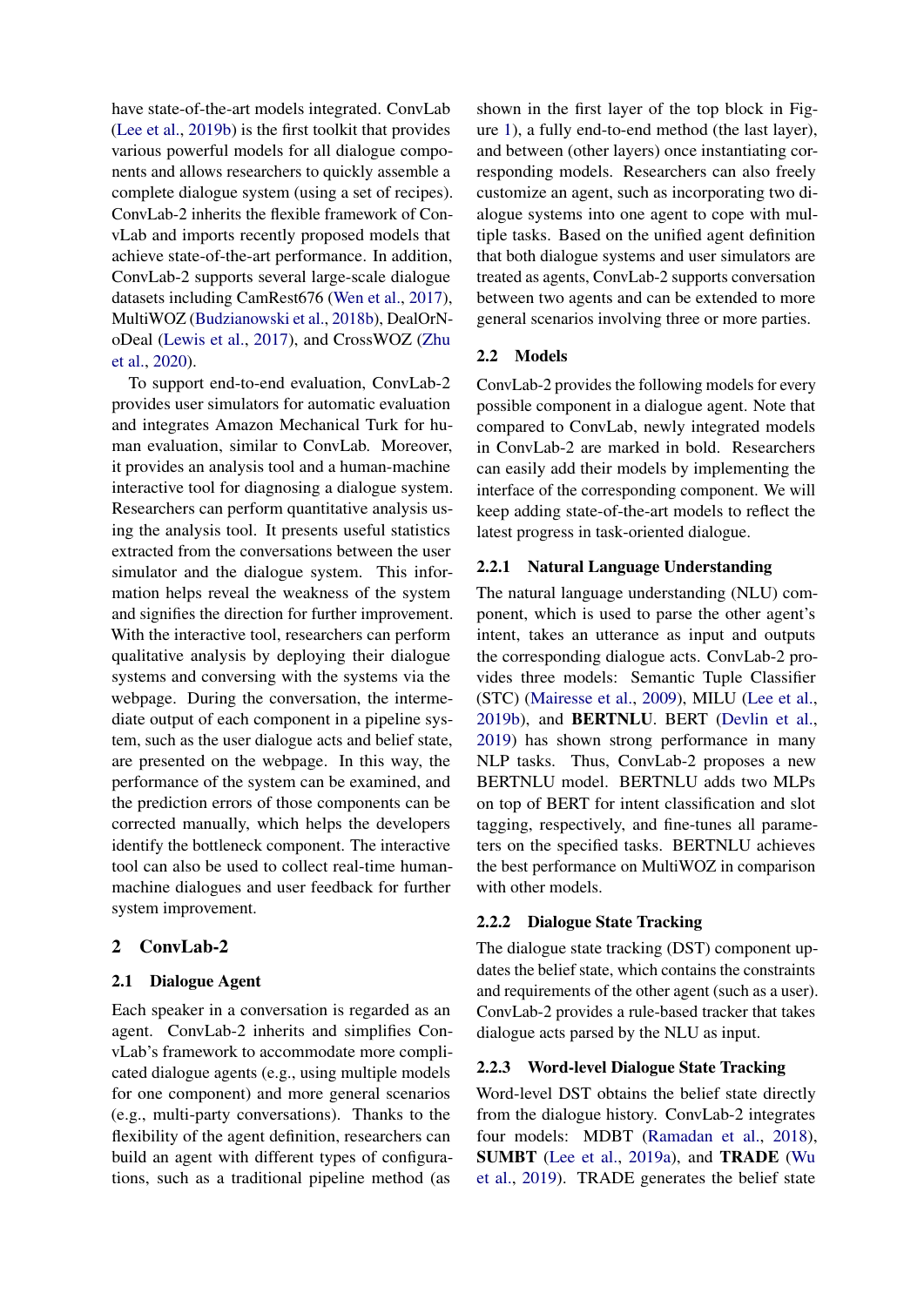have state-of-the-art models integrated. ConvLab (Lee et al., 2019b) is the first toolkit that provides various powerful models for all dialogue components and allows researchers to quickly assemble a complete dialogue system (using a set of recipes). ConvLab-2 inherits the flexible framework of ConvLab and imports recently proposed models that achieve state-of-the-art performance. In addition, ConvLab-2 supports several large-scale dialogue datasets including CamRest676 (Wen et al., 2017), MultiWOZ (Budzianowski et al., 2018b), DealOrNoDeal (Lewis et al., 2017), and CrossWOZ (Zhu et al., 2020).

To support end-to-end evaluation, ConvLab-2 provides user simulators for automatic evaluation and integrates Amazon Mechanical Turk for human evaluation, similar to ConvLab. Moreover, it provides an analysis tool and a human-machine interactive tool for diagnosing a dialogue system. Researchers can perform quantitative analysis using the analysis tool. It presents useful statistics extracted from the conversations between the user simulator and the dialogue system. This information helps reveal the weakness of the system and signifies the direction for further improvement. With the interactive tool, researchers can perform qualitative analysis by deploying their dialogue systems and conversing with the systems via the webpage. During the conversation, the intermediate output of each component in a pipeline system, such as the user dialogue acts and belief state, are presented on the webpage. In this way, the performance of the system can be examined, and the prediction errors of those components can be corrected manually, which helps the developers identify the bottleneck component. The interactive tool can also be used to collect real-time human-machine dialogues and user feedback for further system improvement.

## 2 ConvLab-2

### 2.1 Dialogue Agent

Each speaker in a conversation is regarded as an agent. ConvLab-2 inherits and simplifies ConvLab's framework to accommodate more complicated dialogue agents (e.g., using multiple models for one component) and more general scenarios (e.g., multi-party conversations). Thanks to the flexibility of the agent definition, researchers can build an agent with different types of configurations, such as a traditional pipeline method (as shown in the first layer of the top block in Figure 1), a fully end-to-end method (the last layer), and between (other layers) once instantiating corresponding models. Researchers can also freely customize an agent, such as incorporating two dialogue systems into one agent to cope with multiple tasks. Based on the unified agent definition that both dialogue systems and user simulators are treated as agents, ConvLab-2 supports conversation between two agents and can be extended to more general scenarios involving three or more parties.

### 2.2 Models

ConvLab-2 provides the following models for every possible component in a dialogue agent. Note that compared to ConvLab, newly integrated models in ConvLab-2 are marked in bold. Researchers can easily add their models by implementing the interface of the corresponding component. We will keep adding state-of-the-art models to reflect the latest progress in task-oriented dialogue.

#### 2.2.1 Natural Language Understanding

The natural language understanding (NLU) component, which is used to parse the other agent's intent, takes an utterance as input and outputs the corresponding dialogue acts. ConvLab-2 provides three models: Semantic Tuple Classifier (STC) (Mairesse et al., 2009), MILU (Lee et al., 2019b), and **BERTNLU**. BERT (Devlin et al., 2019) has shown strong performance in many NLP tasks. Thus, ConvLab-2 proposes a new BERTNLU model. BERTNLU adds two MLPs on top of BERT for intent classification and slot tagging, respectively, and fine-tunes all parameters on the specified tasks. BERTNLU achieves the best performance on MultiWOZ in comparison with other models.

#### 2.2.2 Dialogue State Tracking

The dialogue state tracking (DST) component updates the belief state, which contains the constraints and requirements of the other agent (such as a user). ConvLab-2 provides a rule-based tracker that takes dialogue acts parsed by the NLU as input.

#### 2.2.3 Word-level Dialogue State Tracking

Word-level DST obtains the belief state directly from the dialogue history. ConvLab-2 integrates four models: MDBT (Ramadan et al., 2018), **SUMBT** (Lee et al., 2019a), and **TRADE** (Wu et al., 2019). TRADE generates the belief state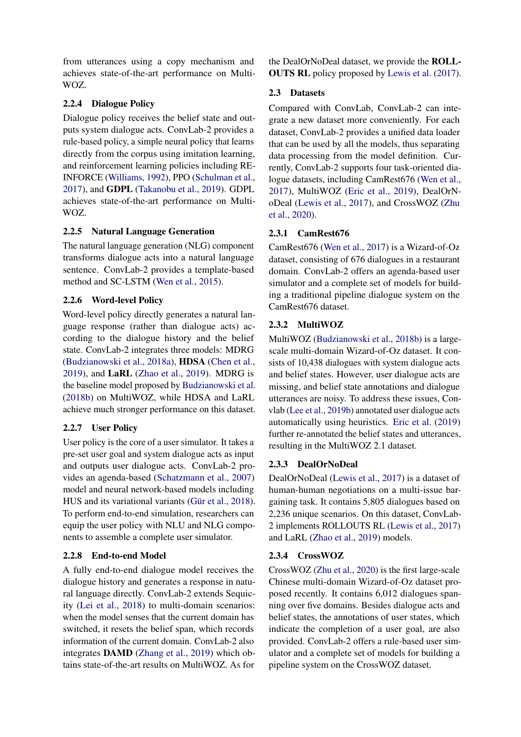from utterances using a copy mechanism and achieves state-of-the-art performance on MultiWOZ.

#### 2.2.4 Dialogue Policy

Dialogue policy receives the belief state and outputs system dialogue acts. ConvLab-2 provides a rule-based policy, a simple neural policy that learns directly from the corpus using imitation learning, and reinforcement learning policies including REINFORCE (Williams, 1992), PPO (Schulman et al., 2017), and **GDPL** (Takanobu et al., 2019). GDPL achieves state-of-the-art performance on MultiWOZ.

#### 2.2.5 Natural Language Generation

The natural language generation (NLG) component transforms dialogue acts into a natural language sentence. ConvLab-2 provides a template-based method and SC-LSTM (Wen et al., 2015).

#### 2.2.6 Word-level Policy

Word-level policy directly generates a natural language response (rather than dialogue acts) according to the dialogue history and the belief state. ConvLab-2 integrates three models: MDRG (Budzianowski et al., 2018a), **HDSA** (Chen et al., 2019), and **LaRL** (Zhao et al., 2019). MDRG is the baseline model proposed by Budzianowski et al. (2018b) on MultiWOZ, while HDSA and LaRL achieve much stronger performance on this dataset.

#### 2.2.7 User Policy

User policy is the core of a user simulator. It takes a pre-set user goal and system dialogue acts as input and outputs user dialogue acts. ConvLab-2 provides an agenda-based (Schatzmann et al., 2007) model and neural network-based models including HUS and its variational variants (Gür et al., 2018). To perform end-to-end simulation, researchers can equip the user policy with NLU and NLG components to assemble a complete user simulator.

#### 2.2.8 End-to-end Model

A fully end-to-end dialogue model receives the dialogue history and generates a response in natural language directly. ConvLab-2 extends Sequicity (Lei et al., 2018) to multi-domain scenarios: when the model senses that the current domain has switched, it resets the belief span, which records information of the current domain. ConvLab-2 also integrates **DAMD** (Zhang et al., 2019) which obtains state-of-the-art results on MultiWOZ. As for the DealOrNoDeal dataset, we provide the **ROLLOUTS RL** policy proposed by Lewis et al. (2017).

### 2.3 Datasets

Compared with ConvLab, ConvLab-2 can integrate a new dataset more conveniently. For each dataset, ConvLab-2 provides a unified data loader that can be used by all the models, thus separating data processing from the model definition. Currently, ConvLab-2 supports four task-oriented dialogue datasets, including CamRest676 (Wen et al., 2017), MultiWOZ (Eric et al., 2019), DealOrNoDeal (Lewis et al., 2017), and CrossWOZ (Zhu et al., 2020).

#### 2.3.1 CamRest676

CamRest676 (Wen et al., 2017) is a Wizard-of-Oz dataset, consisting of 676 dialogues in a restaurant domain. ConvLab-2 offers an agenda-based user simulator and a complete set of models for building a traditional pipeline dialogue system on the CamRest676 dataset.

#### 2.3.2 MultiWOZ

MultiWOZ (Budzianowski et al., 2018b) is a large-scale multi-domain Wizard-of-Oz dataset. It consists of 10,438 dialogues with system dialogue acts and belief states. However, user dialogue acts are missing, and belief state annotations and dialogue utterances are noisy. To address these issues, Convlab (Lee et al., 2019b) annotated user dialogue acts automatically using heuristics. Eric et al. (2019) further re-annotated the belief states and utterances, resulting in the MultiWOZ 2.1 dataset.

#### 2.3.3 DealOrNoDeal

DealOrNoDeal (Lewis et al., 2017) is a dataset of human-human negotiations on a multi-issue bargaining task. It contains 5,805 dialogues based on 2,236 unique scenarios. On this dataset, ConvLab-2 implements ROLLOUTS RL (Lewis et al., 2017) and LaRL (Zhao et al., 2019) models.

#### 2.3.4 CrossWOZ

CrossWOZ (Zhu et al., 2020) is the first large-scale Chinese multi-domain Wizard-of-Oz dataset proposed recently. It contains 6,012 dialogues spanning over five domains. Besides dialogue acts and belief states, the annotations of user states, which indicate the completion of a user goal, are also provided. ConvLab-2 offers a rule-based user simulator and a complete set of models for building a pipeline system on the CrossWOZ dataset.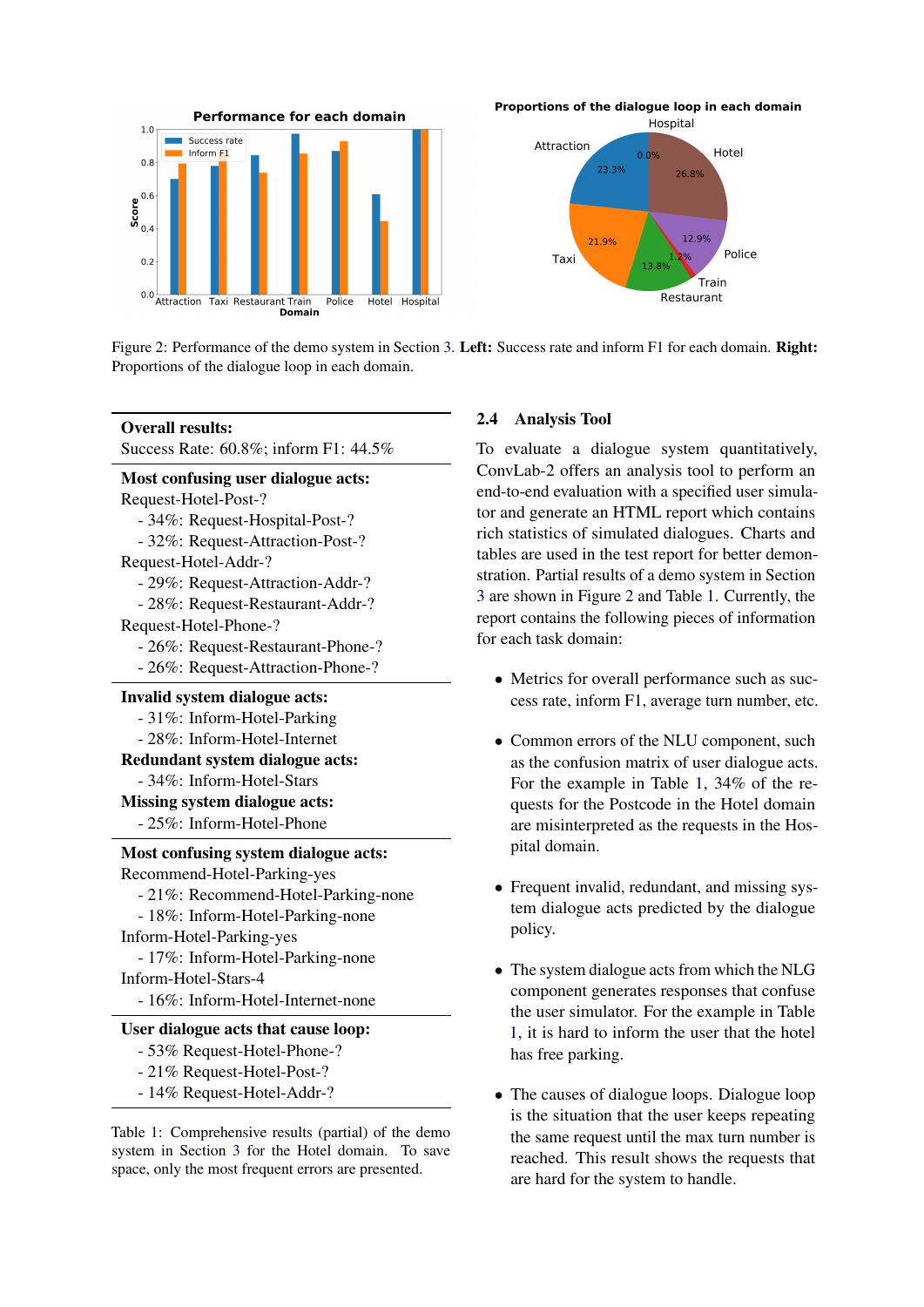Figure 2: Performance of the demo system in Section 3. **Left:** Success rate and inform F1 for each domain. **Right:** Proportions of the dialogue loop in each domain.

| |
|---|
| **Overall results:**<br>Success Rate: 60.8%; inform F1: 44.5% |
| **Most confusing user dialogue acts:**<br>Request-Hotel-Post-?<br>- 34%: Request-Hospital-Post-?<br>- 32%: Request-Attraction-Post-?<br>Request-Hotel-Addr-?<br>- 29%: Request-Attraction-Addr-?<br>- 28%: Request-Restaurant-Addr-?<br>Request-Hotel-Phone-?<br>- 26%: Request-Restaurant-Phone-?<br>- 26%: Request-Attraction-Phone-? |
| **Invalid system dialogue acts:**<br>- 31%: Inform-Hotel-Parking<br>- 28%: Inform-Hotel-Internet<br>**Redundant system dialogue acts:**<br>- 34%: Inform-Hotel-Stars<br>**Missing system dialogue acts:**<br>- 25%: Inform-Hotel-Phone |
| **Most confusing system dialogue acts:**<br>Recommend-Hotel-Parking-yes<br>- 21%: Recommend-Hotel-Parking-none<br>- 18%: Inform-Hotel-Parking-none<br>Inform-Hotel-Parking-yes<br>- 17%: Inform-Hotel-Parking-none<br>Inform-Hotel-Stars-4<br>- 16%: Inform-Hotel-Internet-none |
| **User dialogue acts that cause loop:**<br>- 53% Request-Hotel-Phone-?<br>- 21% Request-Hotel-Post-?<br>- 14% Request-Hotel-Addr-? |

Table 1: Comprehensive results (partial) of the demo system in Section 3 for the Hotel domain. To save space, only the most frequent errors are presented.

### 2.4 Analysis Tool

To evaluate a dialogue system quantitatively, ConvLab-2 offers an analysis tool to perform an end-to-end evaluation with a specified user simulator and generate an HTML report which contains rich statistics of simulated dialogues. Charts and tables are used in the test report for better demonstration. Partial results of a demo system in Section 3 are shown in Figure 2 and Table 1. Currently, the report contains the following pieces of information for each task domain:

- Metrics for overall performance such as success rate, inform F1, average turn number, etc.
- Common errors of the NLU component, such as the confusion matrix of user dialogue acts. For the example in Table 1, 34% of the requests for the Postcode in the Hotel domain are misinterpreted as the requests in the Hospital domain.
- Frequent invalid, redundant, and missing system dialogue acts predicted by the dialogue policy.
- The system dialogue acts from which the NLG component generates responses that confuse the user simulator. For the example in Table 1, it is hard to inform the user that the hotel has free parking.
- The causes of dialogue loops. Dialogue loop is the situation that the user keeps repeating the same request until the max turn number is reached. This result shows the requests that are hard for the system to handle.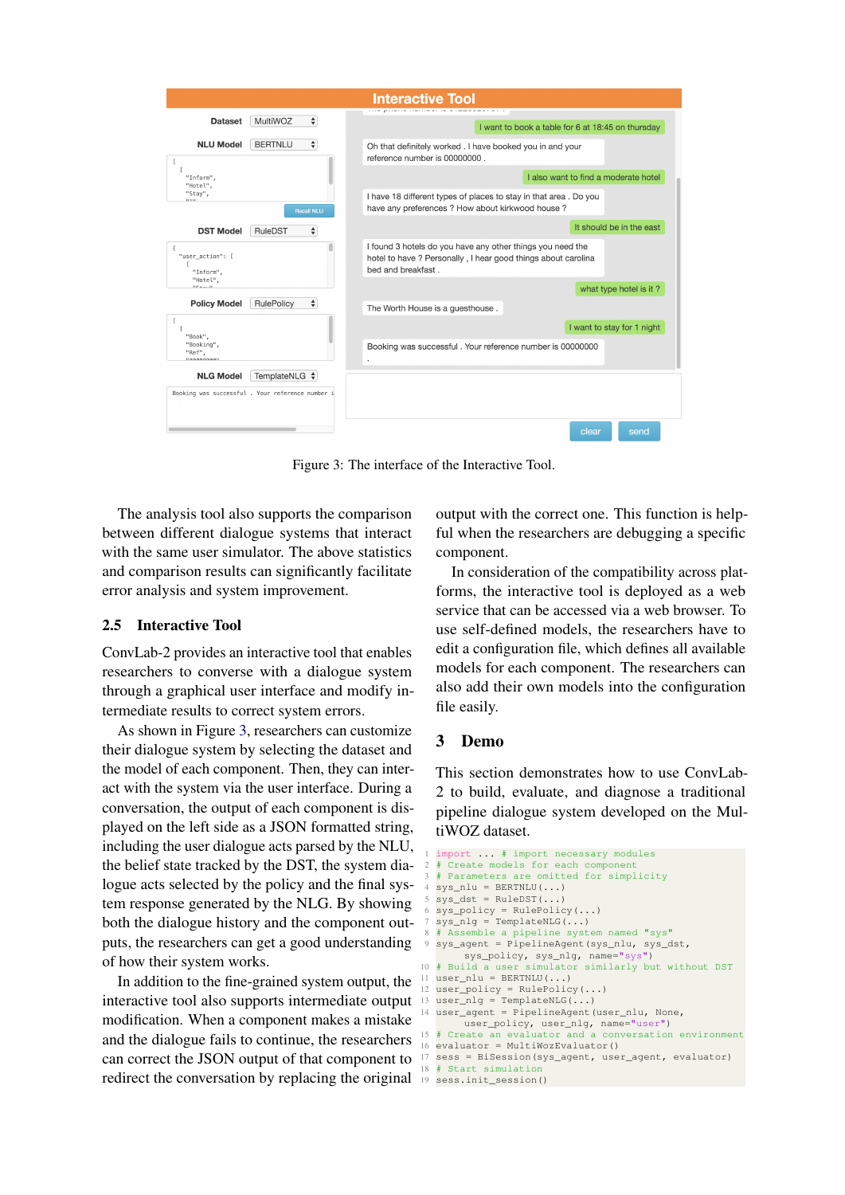Figure 3: The interface of the Interactive Tool.

The analysis tool also supports the comparison between different dialogue systems that interact with the same user simulator. The above statistics and comparison results can significantly facilitate error analysis and system improvement.

## 2.5 Interactive Tool

ConvLab-2 provides an interactive tool that enables researchers to converse with a dialogue system through a graphical user interface and modify intermediate results to correct system errors.

As shown in Figure 3, researchers can customize their dialogue system by selecting the dataset and the model of each component. Then, they can interact with the system via the user interface. During a conversation, the output of each component is displayed on the left side as a JSON formatted string, including the user dialogue acts parsed by the NLU, the belief state tracked by the DST, the system dialogue acts selected by the policy and the final system response generated by the NLG. By showing both the dialogue history and the component outputs, the researchers can get a good understanding of how their system works.

In addition to the fine-grained system output, the interactive tool also supports intermediate output modification. When a component makes a mistake and the dialogue fails to continue, the researchers can correct the JSON output of that component to redirect the conversation by replacing the original output with the correct one. This function is helpful when the researchers are debugging a specific component.

In consideration of the compatibility across platforms, the interactive tool is deployed as a web service that can be accessed via a web browser. To use self-defined models, the researchers have to edit a configuration file, which defines all available models for each component. The researchers can also add their own models into the configuration file easily.

# 3 Demo

This section demonstrates how to use ConvLab-2 to build, evaluate, and diagnose a traditional pipeline dialogue system developed on the MultiWOZ dataset.

```
import ... # import necessary modules
# Create models for each component
# Parameters are omitted for simplicity
sys_nlu = BERTNLU(...)
sys_dst = RuleDST(...)
sys_policy = RulePolicy(...)
sys_nlg = TemplateNLG(...)
# Assemble a pipeline system named "sys"
sys_agent = PipelineAgent(sys_nlu, sys_dst,
    sys_policy, sys_nlg, name="sys")
# Build a user simulator similarly but without DST
user_nlu = BERTNLU(...)
user_policy = RulePolicy(...)
user_nlg = TemplateNLG(...)
user_agent = PipelineAgent(user_nlu, None,
    user_policy, user_nlg, name="user")
# Create an evaluator and a conversation environment
evaluator = MultiWozEvaluator()
sess = BiSession(sys_agent, user_agent, evaluator)
# Start simulation
sess.init_session()
```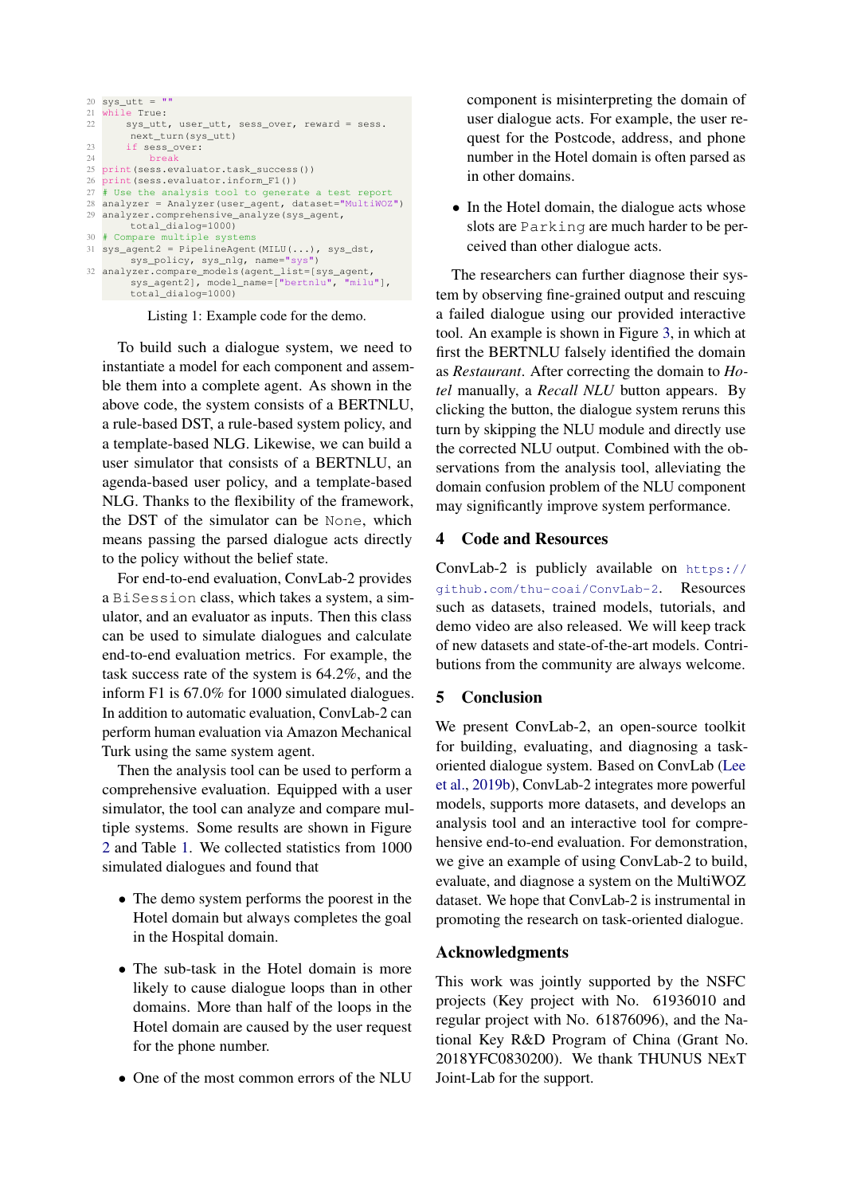```
20 sys_utt = ""
21 while True:
22     sys_utt, user_utt, sess_over, reward = sess.
         next_turn(sys_utt)
23     if sess_over:
24         break
25 print(sess.evaluator.task_success())
26 print(sess.evaluator.inform_F1())
27 # Use the analysis tool to generate a test report
28 analyzer = Analyzer(user_agent, dataset="MultiWOZ")
29 analyzer.comprehensive_analyze(sys_agent,
       total_dialog=1000)
30 # Compare multiple systems
31 sys_agent2 = PipelineAgent(MILU(...), sys_dst,
       sys_policy, sys_nlg, name="sys")
32 analyzer.compare_models(agent_list=[sys_agent,
       sys_agent2], model_name=["bertnlu", "milu"],
       total_dialog=1000)
```

Listing 1: Example code for the demo.

To build such a dialogue system, we need to instantiate a model for each component and assemble them into a complete agent. As shown in the above code, the system consists of a BERTNLU, a rule-based DST, a rule-based system policy, and a template-based NLG. Likewise, we can build a user simulator that consists of a BERTNLU, an agenda-based user policy, and a template-based NLG. Thanks to the flexibility of the framework, the DST of the simulator can be `None`, which means passing the parsed dialogue acts directly to the policy without the belief state.

For end-to-end evaluation, ConvLab-2 provides a `BiSession` class, which takes a system, a simulator, and an evaluator as inputs. Then this class can be used to simulate dialogues and calculate end-to-end evaluation metrics. For example, the task success rate of the system is 64.2%, and the inform F1 is 67.0% for 1000 simulated dialogues. In addition to automatic evaluation, ConvLab-2 can perform human evaluation via Amazon Mechanical Turk using the same system agent.

Then the analysis tool can be used to perform a comprehensive evaluation. Equipped with a user simulator, the tool can analyze and compare multiple systems. Some results are shown in Figure 2 and Table 1. We collected statistics from 1000 simulated dialogues and found that

- The demo system performs the poorest in the Hotel domain but always completes the goal in the Hospital domain.
- The sub-task in the Hotel domain is more likely to cause dialogue loops than in other domains. More than half of the loops in the Hotel domain are caused by the user request for the phone number.
- One of the most common errors of the NLU component is misinterpreting the domain of user dialogue acts. For example, the user request for the Postcode, address, and phone number in the Hotel domain is often parsed as in other domains.
- In the Hotel domain, the dialogue acts whose slots are `Parking` are much harder to be perceived than other dialogue acts.

The researchers can further diagnose their system by observing fine-grained output and rescuing a failed dialogue using our provided interactive tool. An example is shown in Figure 3, in which at first the BERTNLU falsely identified the domain as *Restaurant*. After correcting the domain to *Hotel* manually, a *Recall NLU* button appears. By clicking the button, the dialogue system reruns this turn by skipping the NLU module and directly use the corrected NLU output. Combined with the observations from the analysis tool, alleviating the domain confusion problem of the NLU component may significantly improve system performance.

## 4 Code and Resources

ConvLab-2 is publicly available on https://github.com/thu-coai/ConvLab-2. Resources such as datasets, trained models, tutorials, and demo video are also released. We will keep track of new datasets and state-of-the-art models. Contributions from the community are always welcome.

## 5 Conclusion

We present ConvLab-2, an open-source toolkit for building, evaluating, and diagnosing a task-oriented dialogue system. Based on ConvLab (Lee et al., 2019b), ConvLab-2 integrates more powerful models, supports more datasets, and develops an analysis tool and an interactive tool for comprehensive end-to-end evaluation. For demonstration, we give an example of using ConvLab-2 to build, evaluate, and diagnose a system on the MultiWOZ dataset. We hope that ConvLab-2 is instrumental in promoting the research on task-oriented dialogue.

## Acknowledgments

This work was jointly supported by the NSFC projects (Key project with No. 61936010 and regular project with No. 61876096), and the National Key R&D Program of China (Grant No. 2018YFC0830200). We thank THUNUS NExT Joint-Lab for the support.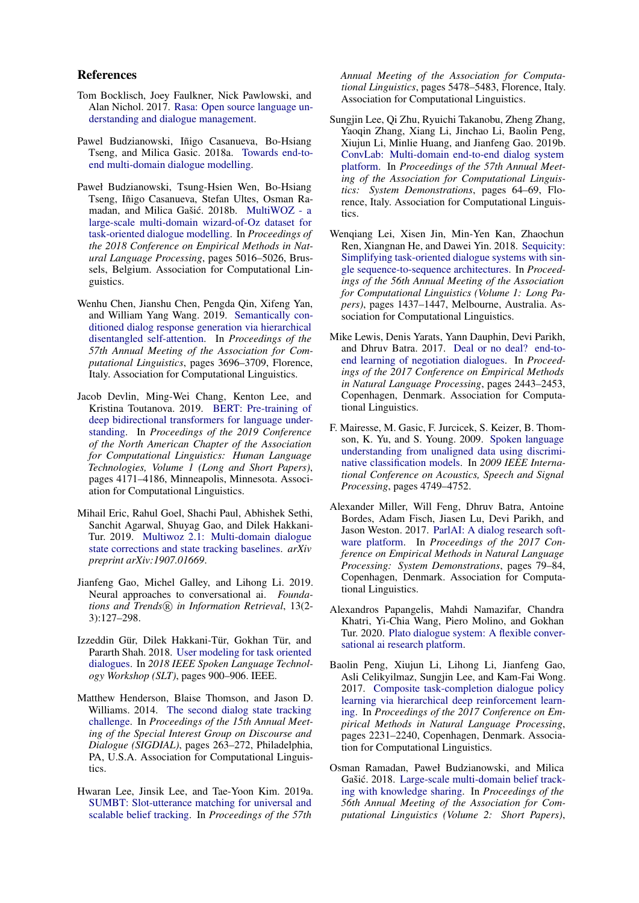## References

Tom Bocklisch, Joey Faulkner, Nick Pawlowski, and Alan Nichol. 2017. Rasa: Open source language understanding and dialogue management.

Pawel Budzianowski, Iñigo Casanueva, Bo-Hsiang Tseng, and Milica Gasic. 2018a. Towards end-to-end multi-domain dialogue modelling.

Paweł Budzianowski, Tsung-Hsien Wen, Bo-Hsiang Tseng, Iñigo Casanueva, Stefan Ultes, Osman Ramadan, and Milica Gašić. 2018b. MultiWOZ - a large-scale multi-domain wizard-of-Oz dataset for task-oriented dialogue modelling. In *Proceedings of the 2018 Conference on Empirical Methods in Natural Language Processing*, pages 5016–5026, Brussels, Belgium. Association for Computational Linguistics.

Wenhu Chen, Jianshu Chen, Pengda Qin, Xifeng Yan, and William Yang Wang. 2019. Semantically conditioned dialog response generation via hierarchical disentangled self-attention. In *Proceedings of the 57th Annual Meeting of the Association for Computational Linguistics*, pages 3696–3709, Florence, Italy. Association for Computational Linguistics.

Jacob Devlin, Ming-Wei Chang, Kenton Lee, and Kristina Toutanova. 2019. BERT: Pre-training of deep bidirectional transformers for language understanding. In *Proceedings of the 2019 Conference of the North American Chapter of the Association for Computational Linguistics: Human Language Technologies, Volume 1 (Long and Short Papers)*, pages 4171–4186, Minneapolis, Minnesota. Association for Computational Linguistics.

Mihail Eric, Rahul Goel, Shachi Paul, Abhishek Sethi, Sanchit Agarwal, Shuyag Gao, and Dilek Hakkani-Tur. 2019. Multiwoz 2.1: Multi-domain dialogue state corrections and state tracking baselines. *arXiv preprint arXiv:1907.01669*.

Jianfeng Gao, Michel Galley, and Lihong Li. 2019. Neural approaches to conversational ai. *Foundations and Trends® in Information Retrieval*, 13(2-3):127–298.

Izzeddin Gür, Dilek Hakkani-Tür, Gokhan Tür, and Pararth Shah. 2018. User modeling for task oriented dialogues. In *2018 IEEE Spoken Language Technology Workshop (SLT)*, pages 900–906. IEEE.

Matthew Henderson, Blaise Thomson, and Jason D. Williams. 2014. The second dialog state tracking challenge. In *Proceedings of the 15th Annual Meeting of the Special Interest Group on Discourse and Dialogue (SIGDIAL)*, pages 263–272, Philadelphia, PA, U.S.A. Association for Computational Linguistics.

Hwaran Lee, Jinsik Lee, and Tae-Yoon Kim. 2019a. SUMBT: Slot-utterance matching for universal and scalable belief tracking. In *Proceedings of the 57th Annual Meeting of the Association for Computational Linguistics*, pages 5478–5483, Florence, Italy. Association for Computational Linguistics.

Sungjin Lee, Qi Zhu, Ryuichi Takanobu, Zheng Zhang, Yaoqin Zhang, Xiang Li, Jinchao Li, Baolin Peng, Xiujun Li, Minlie Huang, and Jianfeng Gao. 2019b. ConvLab: Multi-domain end-to-end dialog system platform. In *Proceedings of the 57th Annual Meeting of the Association for Computational Linguistics: System Demonstrations*, pages 64–69, Florence, Italy. Association for Computational Linguistics.

Wenqiang Lei, Xisen Jin, Min-Yen Kan, Zhaochun Ren, Xiangnan He, and Dawei Yin. 2018. Sequicity: Simplifying task-oriented dialogue systems with single sequence-to-sequence architectures. In *Proceedings of the 56th Annual Meeting of the Association for Computational Linguistics (Volume 1: Long Papers)*, pages 1437–1447, Melbourne, Australia. Association for Computational Linguistics.

Mike Lewis, Denis Yarats, Yann Dauphin, Devi Parikh, and Dhruv Batra. 2017. Deal or no deal? end-to-end learning of negotiation dialogues. In *Proceedings of the 2017 Conference on Empirical Methods in Natural Language Processing*, pages 2443–2453, Copenhagen, Denmark. Association for Computational Linguistics.

F. Mairesse, M. Gasic, F. Jurcicek, S. Keizer, B. Thomson, K. Yu, and S. Young. 2009. Spoken language understanding from unaligned data using discriminative classification models. In *2009 IEEE International Conference on Acoustics, Speech and Signal Processing*, pages 4749–4752.

Alexander Miller, Will Feng, Dhruv Batra, Antoine Bordes, Adam Fisch, Jiasen Lu, Devi Parikh, and Jason Weston. 2017. ParlAI: A dialog research software platform. In *Proceedings of the 2017 Conference on Empirical Methods in Natural Language Processing: System Demonstrations*, pages 79–84, Copenhagen, Denmark. Association for Computational Linguistics.

Alexandros Papangelis, Mahdi Namazifar, Chandra Khatri, Yi-Chia Wang, Piero Molino, and Gokhan Tur. 2020. Plato dialogue system: A flexible conversational ai research platform.

Baolin Peng, Xiujun Li, Lihong Li, Jianfeng Gao, Asli Celikyilmaz, Sungjin Lee, and Kam-Fai Wong. 2017. Composite task-completion dialogue policy learning via hierarchical deep reinforcement learning. In *Proceedings of the 2017 Conference on Empirical Methods in Natural Language Processing*, pages 2231–2240, Copenhagen, Denmark. Association for Computational Linguistics.

Osman Ramadan, Paweł Budzianowski, and Milica Gašić. 2018. Large-scale multi-domain belief tracking with knowledge sharing. In *Proceedings of the 56th Annual Meeting of the Association for Computational Linguistics (Volume 2: Short Papers)*,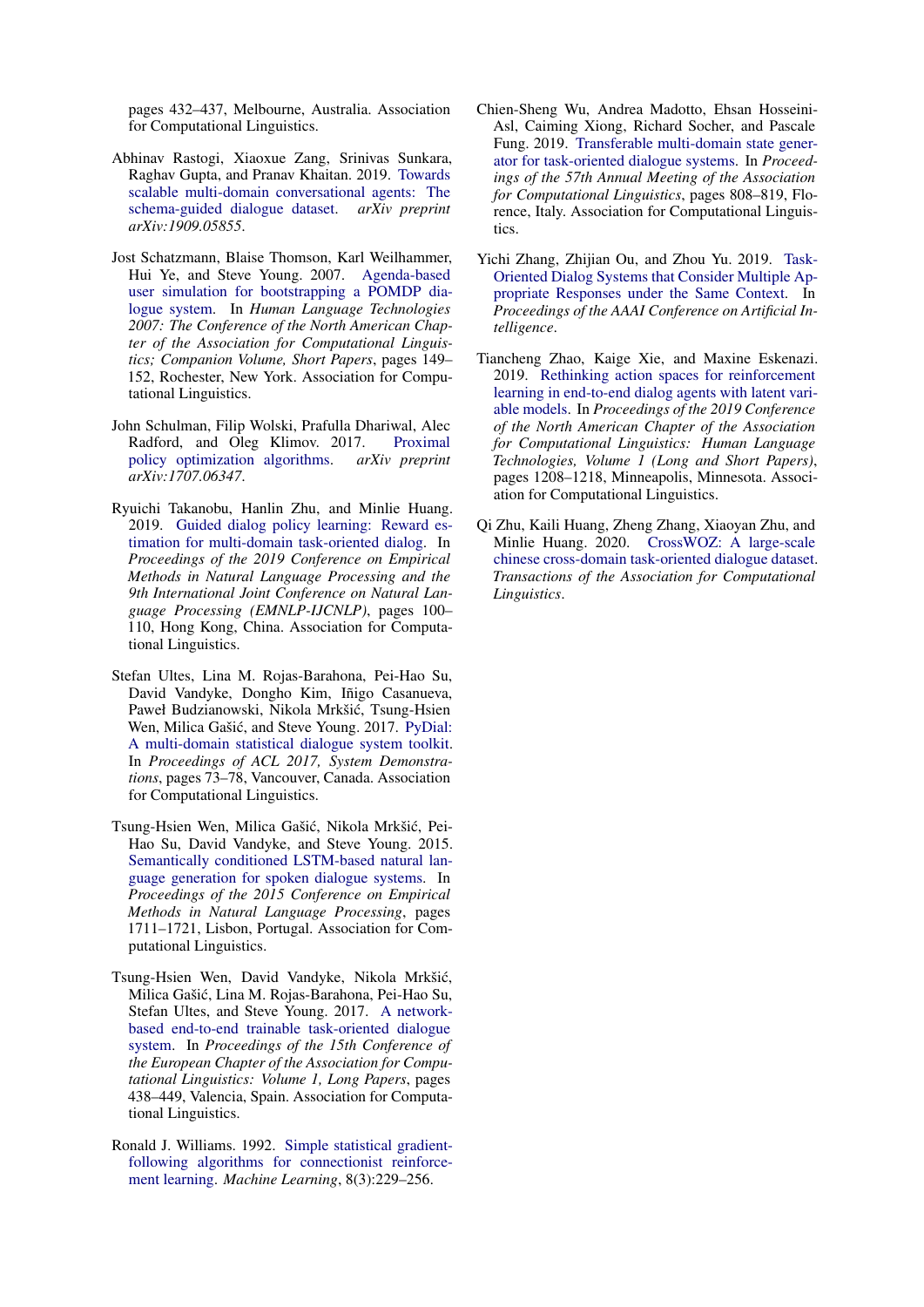pages 432–437, Melbourne, Australia. Association for Computational Linguistics.

Abhinav Rastogi, Xiaoxue Zang, Srinivas Sunkara, Raghav Gupta, and Pranav Khaitan. 2019. Towards scalable multi-domain conversational agents: The schema-guided dialogue dataset. *arXiv preprint arXiv:1909.05855*.

Jost Schatzmann, Blaise Thomson, Karl Weilhammer, Hui Ye, and Steve Young. 2007. Agenda-based user simulation for bootstrapping a POMDP dialogue system. In *Human Language Technologies 2007: The Conference of the North American Chapter of the Association for Computational Linguistics; Companion Volume, Short Papers*, pages 149–152, Rochester, New York. Association for Computational Linguistics.

John Schulman, Filip Wolski, Prafulla Dhariwal, Alec Radford, and Oleg Klimov. 2017. Proximal policy optimization algorithms. *arXiv preprint arXiv:1707.06347*.

Ryuichi Takanobu, Hanlin Zhu, and Minlie Huang. 2019. Guided dialog policy learning: Reward estimation for multi-domain task-oriented dialog. In *Proceedings of the 2019 Conference on Empirical Methods in Natural Language Processing and the 9th International Joint Conference on Natural Language Processing (EMNLP-IJCNLP)*, pages 100–110, Hong Kong, China. Association for Computational Linguistics.

Stefan Ultes, Lina M. Rojas-Barahona, Pei-Hao Su, David Vandyke, Dongho Kim, Iñigo Casanueva, Paweł Budzianowski, Nikola Mrkšić, Tsung-Hsien Wen, Milica Gašić, and Steve Young. 2017. PyDial: A multi-domain statistical dialogue system toolkit. In *Proceedings of ACL 2017, System Demonstrations*, pages 73–78, Vancouver, Canada. Association for Computational Linguistics.

Tsung-Hsien Wen, Milica Gašić, Nikola Mrkšić, Pei-Hao Su, David Vandyke, and Steve Young. 2015. Semantically conditioned LSTM-based natural language generation for spoken dialogue systems. In *Proceedings of the 2015 Conference on Empirical Methods in Natural Language Processing*, pages 1711–1721, Lisbon, Portugal. Association for Computational Linguistics.

Tsung-Hsien Wen, David Vandyke, Nikola Mrkšić, Milica Gašić, Lina M. Rojas-Barahona, Pei-Hao Su, Stefan Ultes, and Steve Young. 2017. A network-based end-to-end trainable task-oriented dialogue system. In *Proceedings of the 15th Conference of the European Chapter of the Association for Computational Linguistics: Volume 1, Long Papers*, pages 438–449, Valencia, Spain. Association for Computational Linguistics.

Ronald J. Williams. 1992. Simple statistical gradient-following algorithms for connectionist reinforcement learning. *Machine Learning*, 8(3):229–256.

Chien-Sheng Wu, Andrea Madotto, Ehsan Hosseini-Asl, Caiming Xiong, Richard Socher, and Pascale Fung. 2019. Transferable multi-domain state generator for task-oriented dialogue systems. In *Proceedings of the 57th Annual Meeting of the Association for Computational Linguistics*, pages 808–819, Florence, Italy. Association for Computational Linguistics.

Yichi Zhang, Zhijian Ou, and Zhou Yu. 2019. Task-Oriented Dialog Systems that Consider Multiple Appropriate Responses under the Same Context. In *Proceedings of the AAAI Conference on Artificial Intelligence*.

Tiancheng Zhao, Kaige Xie, and Maxine Eskenazi. 2019. Rethinking action spaces for reinforcement learning in end-to-end dialog agents with latent variable models. In *Proceedings of the 2019 Conference of the North American Chapter of the Association for Computational Linguistics: Human Language Technologies, Volume 1 (Long and Short Papers)*, pages 1208–1218, Minneapolis, Minnesota. Association for Computational Linguistics.

Qi Zhu, Kaili Huang, Zheng Zhang, Xiaoyan Zhu, and Minlie Huang. 2020. CrossWOZ: A large-scale chinese cross-domain task-oriented dialogue dataset. *Transactions of the Association for Computational Linguistics*.